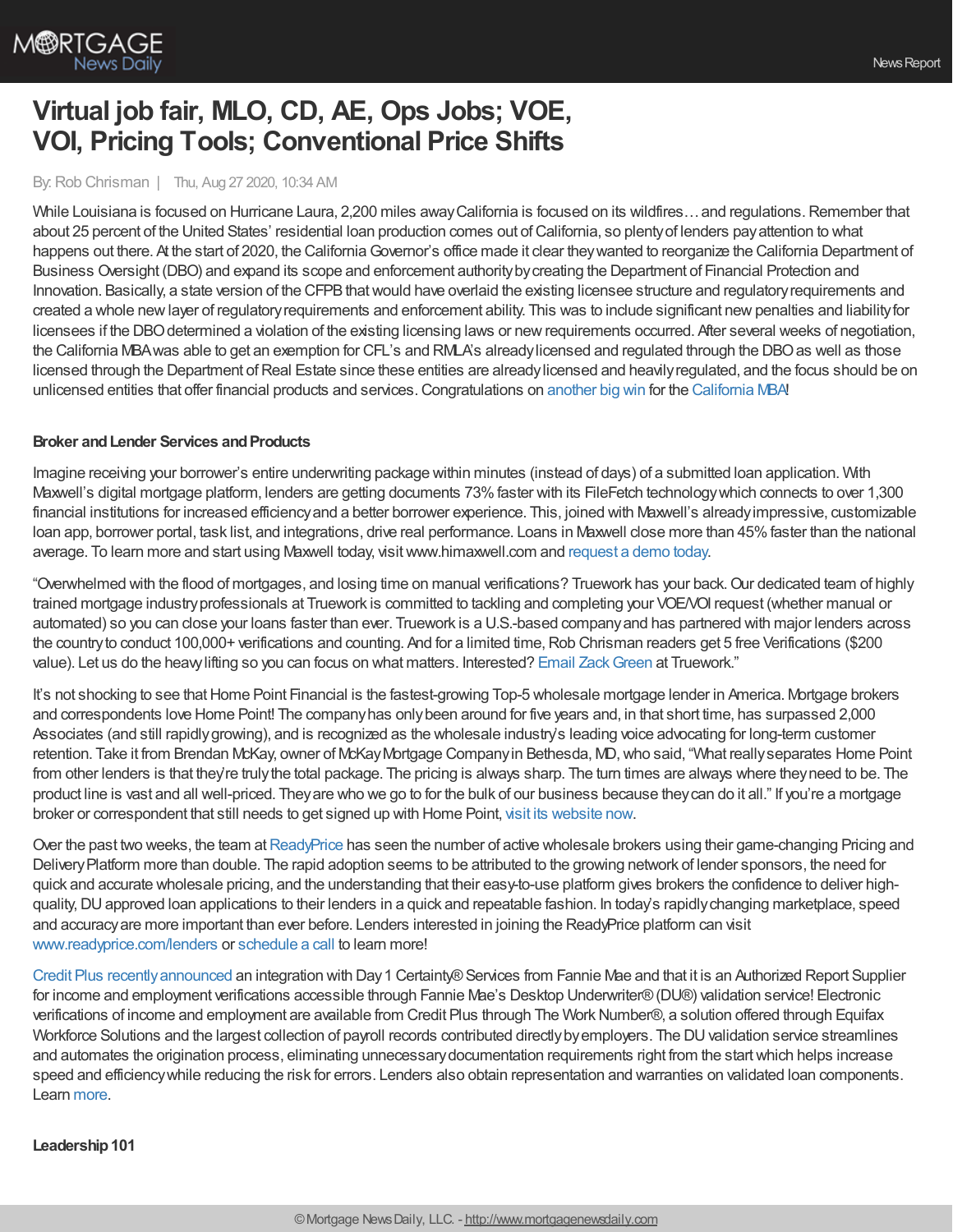# Virtual job fair, MLO, CD, AE, Ops Jobs; VOE, VOI, Pricing Tools; Conventional Price Shifts

By: Rob Chrisman | Thu, Aug 27 2020, 10:34 AM

While Louisiana is focused on Hurricane Laura, 2,200 miles away California is focused on its wildfires… and regulations. Remember that about 25 percent of the United States' residential loan production comes out of California, so plenty of lenders pay attention to what happens out there. At the start of 2020, the California Governor's office made it clear they wanted to reorganize the California Department of Business Oversight (DBO) and expand its scope and enforcement authority by creating the Department of Financial Protection and Innovation. Basically, a state version of the CFPB that would have overlaid the existing licensee structure and regulatory requirements and created a whole new layer of regulatory requirements and enforcement ability. This was to include significant new penalties and liability for licensees if the DBO determined a violation of the existing licensing laws or new requirements occurred. After several weeks of negotiation, the California MBA was able to get an exemption for CFL's and RMLA's already licensed and regulated through the DBO as well as those licensed through the Department of Real Estate since these entities are already licensed and heavily regulated, and the focus should be on unlicensed entities that offer financial products and services. Congratulations on another big win for the California MBA!

**Broker and Lender Services and Products**

Imagine receiving your borrower's entire underwriting package within minutes (instead of days) of a submitted loan application. With Maxwell's digital mortgage platform, lenders are getting documents 73% faster with its FileFetch technology which connects to over 1,300 financial institutions for increased efficiency and a better borrower experience. This, joined with Maxwell's already impressive, customizable loan app, borrower portal, task list, and integrations, drive real performance. Loans in Maxwell close more than 45% faster than the national average. To learn more and start using Maxwell today, visit www.himaxwell.com and request a demo today.

"Overwhelmed with the flood of mortgages, and losing time on manual verifications? Truework has your back. Our dedicated team of highly trained mortgage industry professionals at Truework is committed to tackling and completing your VOE/VOI request (whether manual or automated) so you can close your loans faster than ever. Truework is a U.S.-based company and has partnered with major lenders across the country to conduct 100,000+ verifications and counting. And for a limited time, Rob Chrisman readers get 5 free Verifications ($200 value). Let us do the heavy lifting so you can focus on what matters. Interested? Email Zack Green at Truework."

It's not shocking to see that Home Point Financial is the fastest-growing Top-5 wholesale mortgage lender in America. Mortgage brokers and correspondents love Home Point! The company has only been around for five years and, in that short time, has surpassed 2,000 Associates (and still rapidly growing), and is recognized as the wholesale industry's leading voice advocating for long-term customer retention. Take it from Brendan McKay, owner of McKay Mortgage Company in Bethesda, MD, who said, "What really separates Home Point from other lenders is that they're truly the total package. The pricing is always sharp. The turn times are always where they need to be. The product line is vast and all well-priced. They are who we go to for the bulk of our business because they can do it all." If you're a mortgage broker or correspondent that still needs to get signed up with Home Point, visit its website now.

Over the past two weeks, the team at ReadyPrice has seen the number of active wholesale brokers using their game-changing Pricing and Delivery Platform more than double. The rapid adoption seems to be attributed to the growing network of lender sponsors, the need for quick and accurate wholesale pricing, and the understanding that their easy-to-use platform gives brokers the confidence to deliver high-quality, DU approved loan applications to their lenders in a quick and repeatable fashion. In today's rapidly changing marketplace, speed and accuracy are more important than ever before. Lenders interested in joining the ReadyPrice platform can visit www.readyprice.com/lenders or schedule a call to learn more!

Credit Plus recently announced an integration with Day 1 Certainty® Services from Fannie Mae and that it is an Authorized Report Supplier for income and employment verifications accessible through Fannie Mae's Desktop Underwriter® (DU®) validation service! Electronic verifications of income and employment are available from Credit Plus through The Work Number®, a solution offered through Equifax Workforce Solutions and the largest collection of payroll records contributed directly by employers. The DU validation service streamlines and automates the origination process, eliminating unnecessary documentation requirements right from the start which helps increase speed and efficiency while reducing the risk for errors. Lenders also obtain representation and warranties on validated loan components. Learn more.

**Leadership 101**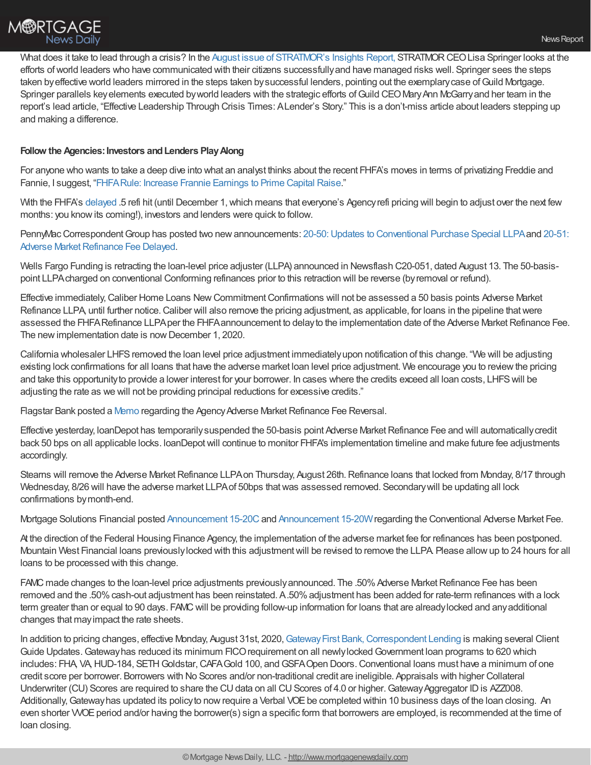What does it take to lead through a crisis? In the August issue of STRATMOR's Insights Report, STRATMOR CEO Lisa Springer looks at the efforts of world leaders who have communicated with their citizens successfully and have managed risks well. Springer sees the steps taken by effective world leaders mirrored in the steps taken by successful lenders, pointing out the exemplary case of Guild Mortgage. Springer parallels key elements executed by world leaders with the strategic efforts of Guild CEO Mary Ann McGarry and her team in the report's lead article, "Effective Leadership Through Crisis Times: A Lender's Story." This is a don't-miss article about leaders stepping up and making a difference.

**Follow the Agencies: Investors and Lenders Play Along**

For anyone who wants to take a deep dive into what an analyst thinks about the recent FHFA's moves in terms of privatizing Freddie and Fannie, I suggest, "FHFA Rule: Increase Frannie Earnings to Prime Capital Raise."

With the FHFA's delayed .5 refi hit (until December 1, which means that everyone's Agency refi pricing will begin to adjust over the next few months: you know its coming!), investors and lenders were quick to follow.

PennyMac Correspondent Group has posted two new announcements: 20-50: Updates to Conventional Purchase Special LLPA and 20-51: Adverse Market Refinance Fee Delayed.

Wells Fargo Funding is retracting the loan-level price adjuster (LLPA) announced in Newsflash C20-051, dated August 13. The 50-basis-point LLPA charged on conventional Conforming refinances prior to this retraction will be reverse (by removal or refund).

Effective immediately, Caliber Home Loans New Commitment Confirmations will not be assessed a 50 basis points Adverse Market Refinance LLPA, until further notice. Caliber will also remove the pricing adjustment, as applicable, for loans in the pipeline that were assessed the FHFA Refinance LLPA per the FHFA announcement to delay to the implementation date of the Adverse Market Refinance Fee. The new implementation date is now December 1, 2020.

California wholesaler LHFS removed the loan level price adjustment immediately upon notification of this change. "We will be adjusting existing lock confirmations for all loans that have the adverse market loan level price adjustment. We encourage you to review the pricing and take this opportunity to provide a lower interest for your borrower. In cases where the credits exceed all loan costs, LHFS will be adjusting the rate as we will not be providing principal reductions for excessive credits."

Flagstar Bank posted a Memo regarding the Agency Adverse Market Refinance Fee Reversal.

Effective yesterday, loanDepot has temporarily suspended the 50-basis point Adverse Market Refinance Fee and will automatically credit back 50 bps on all applicable locks. loanDepot will continue to monitor FHFA's implementation timeline and make future fee adjustments accordingly.

Stearns will remove the Adverse Market Refinance LLPA on Thursday, August 26th. Refinance loans that locked from Monday, 8/17 through Wednesday, 8/26 will have the adverse market LLPA of 50bps that was assessed removed. Secondary will be updating all lock confirmations by month-end.

Mortgage Solutions Financial posted Announcement 15-20C and Announcement 15-20W regarding the Conventional Adverse Market Fee.

At the direction of the Federal Housing Finance Agency, the implementation of the adverse market fee for refinances has been postponed. Mountain West Financial loans previously locked with this adjustment will be revised to remove the LLPA. Please allow up to 24 hours for all loans to be processed with this change.

FAMC made changes to the loan-level price adjustments previously announced. The .50% Adverse Market Refinance Fee has been removed and the .50% cash-out adjustment has been reinstated. A .50% adjustment has been added for rate-term refinances with a lock term greater than or equal to 90 days. FAMC will be providing follow-up information for loans that are already locked and any additional changes that may impact the rate sheets.

In addition to pricing changes, effective Monday, August 31st, 2020, Gateway First Bank, Correspondent Lending is making several Client Guide Updates. Gateway has reduced its minimum FICO requirement on all newly locked Government loan programs to 620 which includes: FHA, VA, HUD-184, SETH Goldstar, CAFA Gold 100, and GSFA Open Doors. Conventional loans must have a minimum of one credit score per borrower. Borrowers with No Scores and/or non-traditional credit are ineligible. Appraisals with higher Collateral Underwriter (CU) Scores are required to share the CU data on all CU Scores of 4.0 or higher. Gateway Aggregator ID is AZZ008. Additionally, Gateway has updated its policy to now require a Verbal VOE be completed within 10 business days of the loan closing. An even shorter VVOE period and/or having the borrower(s) sign a specific form that borrowers are employed, is recommended at the time of loan closing.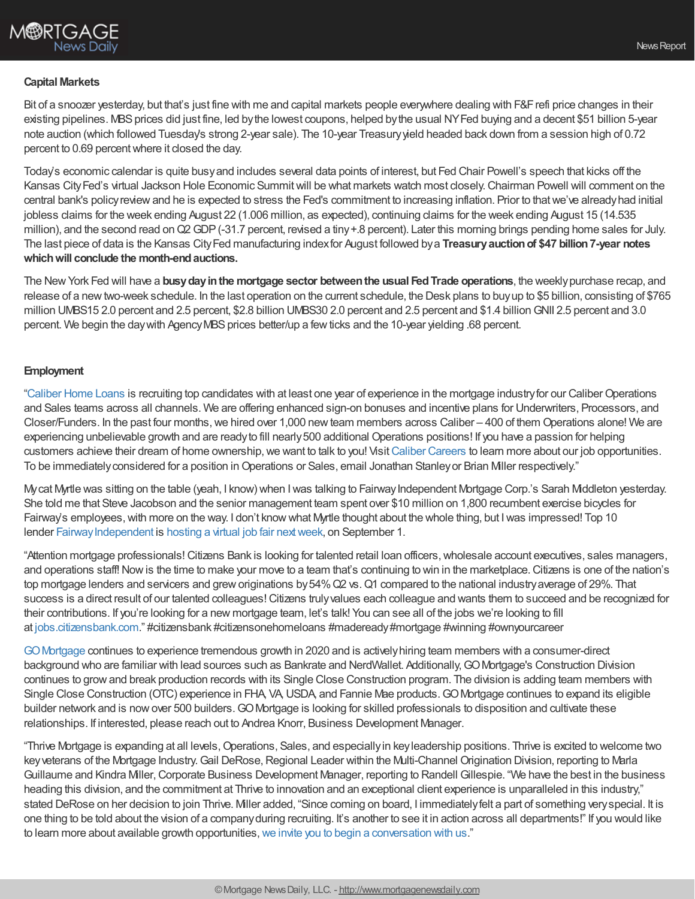**Capital Markets**

Bit of a snoozer yesterday, but that's just fine with me and capital markets people everywhere dealing with F&F refi price changes in their existing pipelines. MBS prices did just fine, led by the lowest coupons, helped by the usual NY Fed buying and a decent $51 billion 5-year note auction (which followed Tuesday's strong 2-year sale). The 10-year Treasury yield headed back down from a session high of 0.72 percent to 0.69 percent where it closed the day.

Today's economic calendar is quite busy and includes several data points of interest, but Fed Chair Powell's speech that kicks off the Kansas City Fed's virtual Jackson Hole Economic Summit will be what markets watch most closely. Chairman Powell will comment on the central bank's policy review and he is expected to stress the Fed's commitment to increasing inflation. Prior to that we've already had initial jobless claims for the week ending August 22 (1.006 million, as expected), continuing claims for the week ending August 15 (14.535 million), and the second read on Q2 GDP (-31.7 percent, revised a tiny +.8 percent). Later this morning brings pending home sales for July. The last piece of data is the Kansas City Fed manufacturing index for August followed by a **Treasury auction of $47 billion 7-year notes which will conclude the month-end auctions.**

The New York Fed will have a **busy day in the mortgage sector between the usual Fed Trade operations**, the weekly purchase recap, and release of a new two-week schedule. In the last operation on the current schedule, the Desk plans to buy up to $5 billion, consisting of $765 million UMBS15 2.0 percent and 2.5 percent, $2.8 billion UMBS30 2.0 percent and 2.5 percent and $1.4 billion GNII 2.5 percent and 3.0 percent. We begin the day with Agency MBS prices better/up a few ticks and the 10-year yielding .68 percent.

**Employment**

"Caliber Home Loans is recruiting top candidates with at least one year of experience in the mortgage industry for our Caliber Operations and Sales teams across all channels. We are offering enhanced sign-on bonuses and incentive plans for Underwriters, Processors, and Closer/Funders. In the past four months, we hired over 1,000 new team members across Caliber – 400 of them Operations alone! We are experiencing unbelievable growth and are ready to fill nearly 500 additional Operations positions! If you have a passion for helping customers achieve their dream of home ownership, we want to talk to you! Visit Caliber Careers to learn more about our job opportunities. To be immediately considered for a position in Operations or Sales, email Jonathan Stanley or Brian Miller respectively."

My cat Myrtle was sitting on the table (yeah, I know) when I was talking to Fairway Independent Mortgage Corp.'s Sarah Middleton yesterday. She told me that Steve Jacobson and the senior management team spent over $10 million on 1,800 recumbent exercise bicycles for Fairway's employees, with more on the way. I don't know what Myrtle thought about the whole thing, but I was impressed! Top 10 lender Fairway Independent is hosting a virtual job fair next week, on September 1.

"Attention mortgage professionals! Citizens Bank is looking for talented retail loan officers, wholesale account executives, sales managers, and operations staff! Now is the time to make your move to a team that's continuing to win in the marketplace. Citizens is one of the nation's top mortgage lenders and servicers and grew originations by 54% Q2 vs. Q1 compared to the national industry average of 29%. That success is a direct result of our talented colleagues! Citizens truly values each colleague and wants them to succeed and be recognized for their contributions. If you're looking for a new mortgage team, let's talk! You can see all of the jobs we're looking to fill at jobs.citizensbank.com." #citizensbank #citizensonehomeloans #madeready #mortgage #winning #ownyourcareer

GO Mortgage continues to experience tremendous growth in 2020 and is actively hiring team members with a consumer-direct background who are familiar with lead sources such as Bankrate and NerdWallet. Additionally, GO Mortgage's Construction Division continues to grow and break production records with its Single Close Construction program. The division is adding team members with Single Close Construction (OTC) experience in FHA, VA, USDA, and Fannie Mae products. GO Mortgage continues to expand its eligible builder network and is now over 500 builders. GO Mortgage is looking for skilled professionals to disposition and cultivate these relationships. If interested, please reach out to Andrea Knorr, Business Development Manager.

"Thrive Mortgage is expanding at all levels, Operations, Sales, and especially in key leadership positions. Thrive is excited to welcome two key veterans of the Mortgage Industry. Gail DeRose, Regional Leader within the Multi-Channel Origination Division, reporting to Marla Guillaume and Kindra Miller, Corporate Business Development Manager, reporting to Randell Gillespie. "We have the best in the business heading this division, and the commitment at Thrive to innovation and an exceptional client experience is unparalleled in this industry," stated DeRose on her decision to join Thrive. Miller added, "Since coming on board, I immediately felt a part of something very special. It is one thing to be told about the vision of a company during recruiting. It's another to see it in action across all departments!" If you would like to learn more about available growth opportunities, we invite you to begin a conversation with us."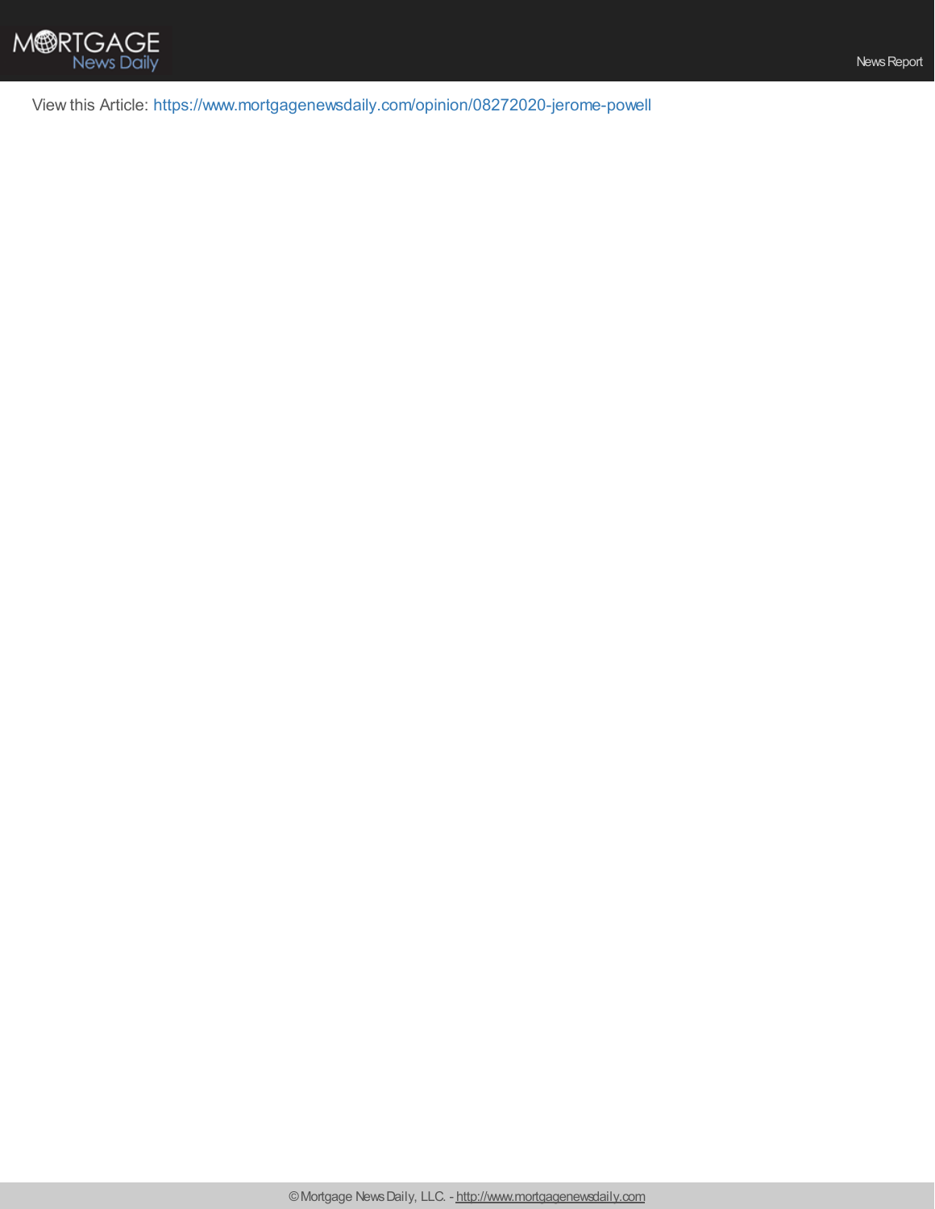View this Article: https://www.mortgagenewsdaily.com/opinion/08272020-jerome-powell